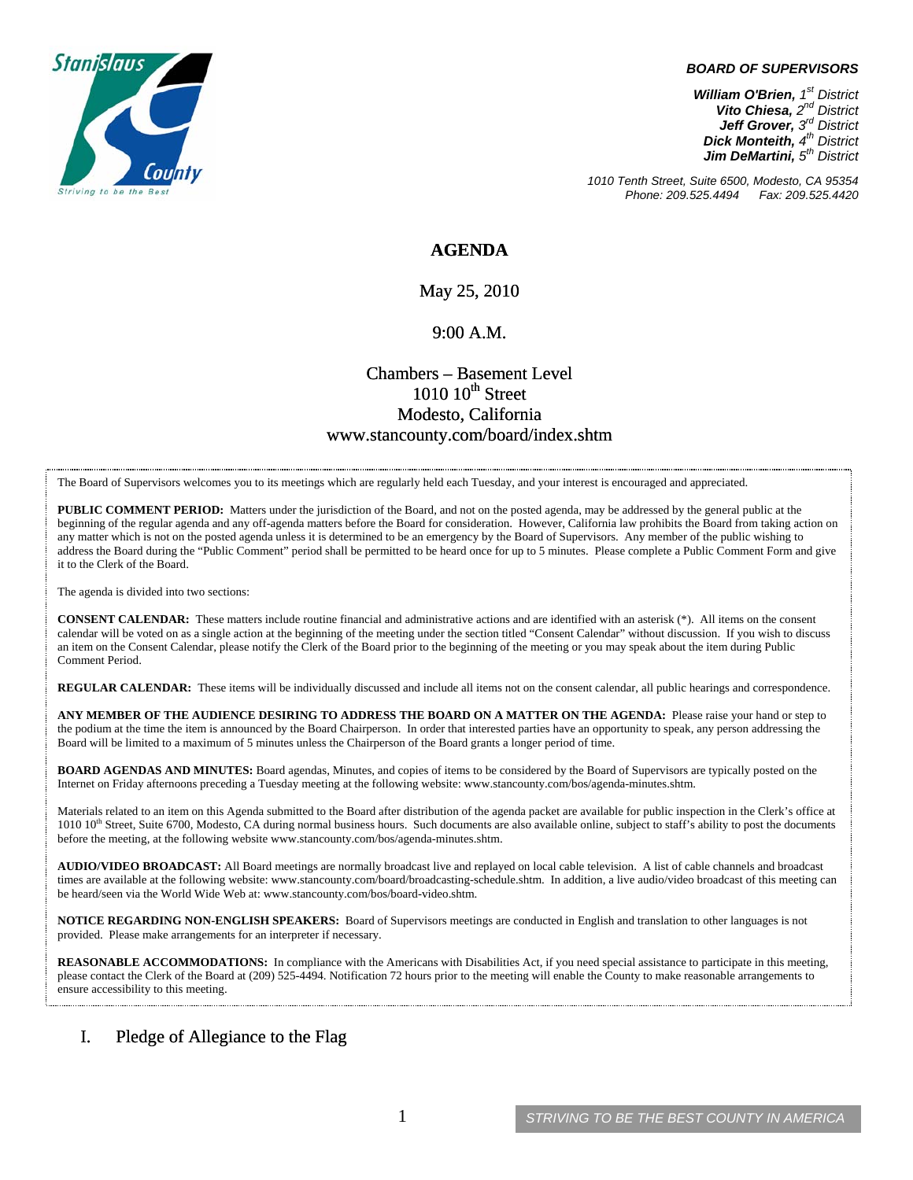**BOARD OF SUPERVISORS**

***William O'Brien,** 1st District*
***Vito Chiesa,** 2nd District*
***Jeff Grover,** 3rd District*
***Dick Monteith,** 4th District*
***Jim DeMartini,** 5th District*

*1010 Tenth Street, Suite 6500, Modesto, CA 95354*
*Phone: 209.525.4494 Fax: 209.525.4420*

# AGENDA

May 25, 2010

9:00 A.M.

Chambers – Basement Level
1010 10th Street
Modesto, California
www.stancounty.com/board/index.shtm

The Board of Supervisors welcomes you to its meetings which are regularly held each Tuesday, and your interest is encouraged and appreciated.

**PUBLIC COMMENT PERIOD:** Matters under the jurisdiction of the Board, and not on the posted agenda, may be addressed by the general public at the beginning of the regular agenda and any off-agenda matters before the Board for consideration. However, California law prohibits the Board from taking action on any matter which is not on the posted agenda unless it is determined to be an emergency by the Board of Supervisors. Any member of the public wishing to address the Board during the "Public Comment" period shall be permitted to be heard once for up to 5 minutes. Please complete a Public Comment Form and give it to the Clerk of the Board.

The agenda is divided into two sections:

**CONSENT CALENDAR:** These matters include routine financial and administrative actions and are identified with an asterisk (*). All items on the consent calendar will be voted on as a single action at the beginning of the meeting under the section titled "Consent Calendar" without discussion. If you wish to discuss an item on the Consent Calendar, please notify the Clerk of the Board prior to the beginning of the meeting or you may speak about the item during Public Comment Period.

**REGULAR CALENDAR:** These items will be individually discussed and include all items not on the consent calendar, all public hearings and correspondence.

**ANY MEMBER OF THE AUDIENCE DESIRING TO ADDRESS THE BOARD ON A MATTER ON THE AGENDA:** Please raise your hand or step to the podium at the time the item is announced by the Board Chairperson. In order that interested parties have an opportunity to speak, any person addressing the Board will be limited to a maximum of 5 minutes unless the Chairperson of the Board grants a longer period of time.

**BOARD AGENDAS AND MINUTES:** Board agendas, Minutes, and copies of items to be considered by the Board of Supervisors are typically posted on the Internet on Friday afternoons preceding a Tuesday meeting at the following website: www.stancounty.com/bos/agenda-minutes.shtm.

Materials related to an item on this Agenda submitted to the Board after distribution of the agenda packet are available for public inspection in the Clerk's office at 1010 10th Street, Suite 6700, Modesto, CA during normal business hours. Such documents are also available online, subject to staff's ability to post the documents before the meeting, at the following website www.stancounty.com/bos/agenda-minutes.shtm.

**AUDIO/VIDEO BROADCAST:** All Board meetings are normally broadcast live and replayed on local cable television. A list of cable channels and broadcast times are available at the following website: www.stancounty.com/board/broadcasting-schedule.shtm. In addition, a live audio/video broadcast of this meeting can be heard/seen via the World Wide Web at: www.stancounty.com/bos/board-video.shtm.

**NOTICE REGARDING NON-ENGLISH SPEAKERS:** Board of Supervisors meetings are conducted in English and translation to other languages is not provided. Please make arrangements for an interpreter if necessary.

**REASONABLE ACCOMMODATIONS:** In compliance with the Americans with Disabilities Act, if you need special assistance to participate in this meeting, please contact the Clerk of the Board at (209) 525-4494. Notification 72 hours prior to the meeting will enable the County to make reasonable arrangements to ensure accessibility to this meeting.

## I. Pledge of Allegiance to the Flag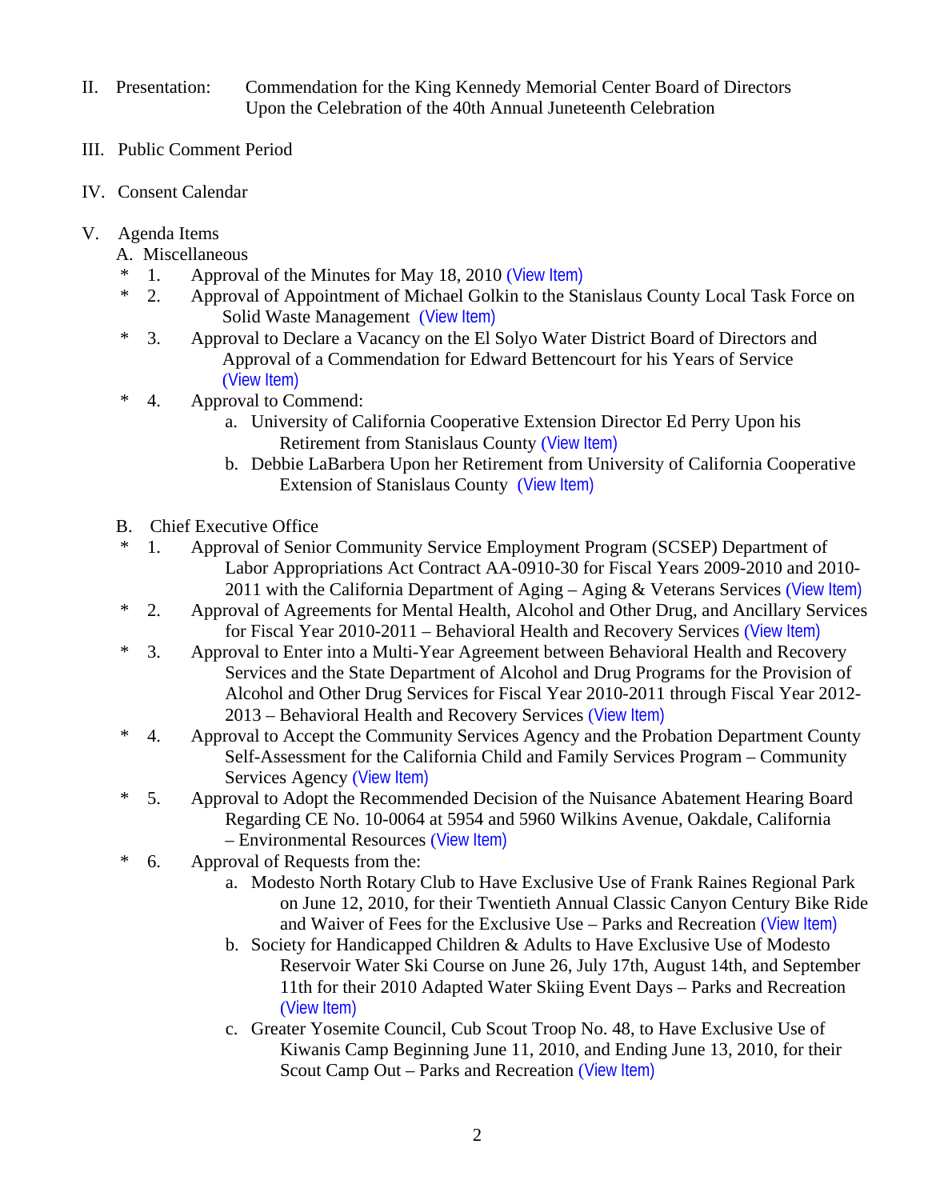II. Presentation: Commendation for the King Kennedy Memorial Center Board of Directors Upon the Celebration of the 40th Annual Juneteenth Celebration

III. Public Comment Period

IV. Consent Calendar

V. Agenda Items

A. Miscellaneous

- \* 1. Approval of the Minutes for May 18, 2010 (View Item)
- \* 2. Approval of Appointment of Michael Golkin to the Stanislaus County Local Task Force on Solid Waste Management (View Item)
- \* 3. Approval to Declare a Vacancy on the El Solyo Water District Board of Directors and Approval of a Commendation for Edward Bettencourt for his Years of Service (View Item)
- \* 4. Approval to Commend:
  - a. University of California Cooperative Extension Director Ed Perry Upon his Retirement from Stanislaus County (View Item)
  - b. Debbie LaBarbera Upon her Retirement from University of California Cooperative Extension of Stanislaus County (View Item)

B. Chief Executive Office

- \* 1. Approval of Senior Community Service Employment Program (SCSEP) Department of Labor Appropriations Act Contract AA-0910-30 for Fiscal Years 2009-2010 and 2010-2011 with the California Department of Aging – Aging & Veterans Services (View Item)
- \* 2. Approval of Agreements for Mental Health, Alcohol and Other Drug, and Ancillary Services for Fiscal Year 2010-2011 – Behavioral Health and Recovery Services (View Item)
- \* 3. Approval to Enter into a Multi-Year Agreement between Behavioral Health and Recovery Services and the State Department of Alcohol and Drug Programs for the Provision of Alcohol and Other Drug Services for Fiscal Year 2010-2011 through Fiscal Year 2012-2013 – Behavioral Health and Recovery Services (View Item)
- \* 4. Approval to Accept the Community Services Agency and the Probation Department County Self-Assessment for the California Child and Family Services Program – Community Services Agency (View Item)
- \* 5. Approval to Adopt the Recommended Decision of the Nuisance Abatement Hearing Board Regarding CE No. 10-0064 at 5954 and 5960 Wilkins Avenue, Oakdale, California – Environmental Resources (View Item)
- \* 6. Approval of Requests from the:
  - a. Modesto North Rotary Club to Have Exclusive Use of Frank Raines Regional Park on June 12, 2010, for their Twentieth Annual Classic Canyon Century Bike Ride and Waiver of Fees for the Exclusive Use – Parks and Recreation (View Item)
  - b. Society for Handicapped Children & Adults to Have Exclusive Use of Modesto Reservoir Water Ski Course on June 26, July 17th, August 14th, and September 11th for their 2010 Adapted Water Skiing Event Days – Parks and Recreation (View Item)
  - c. Greater Yosemite Council, Cub Scout Troop No. 48, to Have Exclusive Use of Kiwanis Camp Beginning June 11, 2010, and Ending June 13, 2010, for their Scout Camp Out – Parks and Recreation (View Item)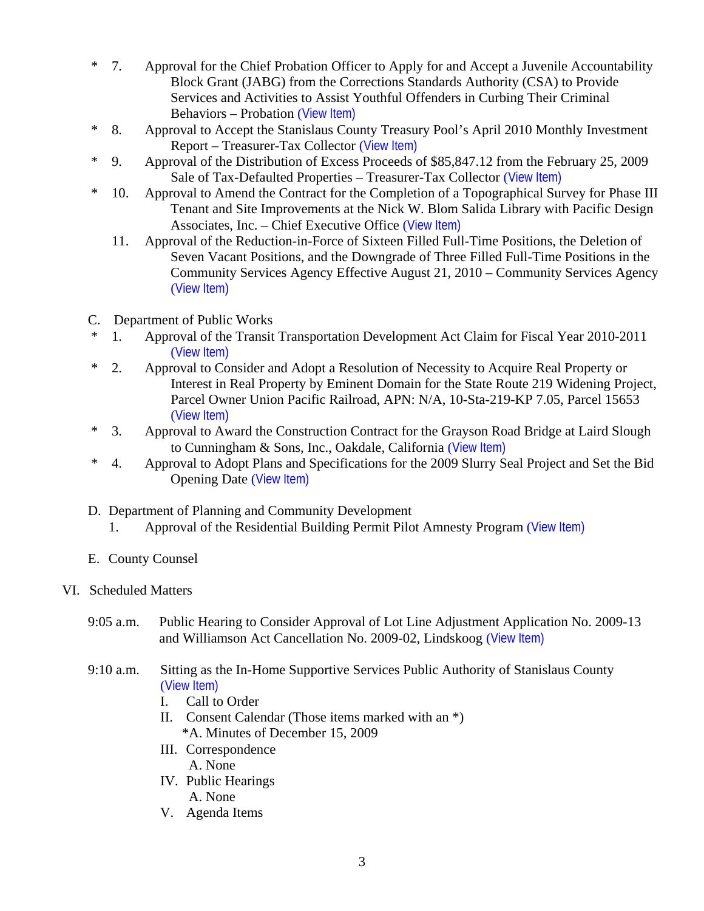\* 7. Approval for the Chief Probation Officer to Apply for and Accept a Juvenile Accountability Block Grant (JABG) from the Corrections Standards Authority (CSA) to Provide Services and Activities to Assist Youthful Offenders in Curbing Their Criminal Behaviors – Probation (View Item)

\* 8. Approval to Accept the Stanislaus County Treasury Pool's April 2010 Monthly Investment Report – Treasurer-Tax Collector (View Item)

\* 9. Approval of the Distribution of Excess Proceeds of $85,847.12 from the February 25, 2009 Sale of Tax-Defaulted Properties – Treasurer-Tax Collector (View Item)

\* 10. Approval to Amend the Contract for the Completion of a Topographical Survey for Phase III Tenant and Site Improvements at the Nick W. Blom Salida Library with Pacific Design Associates, Inc. – Chief Executive Office (View Item)

11. Approval of the Reduction-in-Force of Sixteen Filled Full-Time Positions, the Deletion of Seven Vacant Positions, and the Downgrade of Three Filled Full-Time Positions in the Community Services Agency Effective August 21, 2010 – Community Services Agency (View Item)

C. Department of Public Works

\* 1. Approval of the Transit Transportation Development Act Claim for Fiscal Year 2010-2011 (View Item)

\* 2. Approval to Consider and Adopt a Resolution of Necessity to Acquire Real Property or Interest in Real Property by Eminent Domain for the State Route 219 Widening Project, Parcel Owner Union Pacific Railroad, APN: N/A, 10-Sta-219-KP 7.05, Parcel 15653 (View Item)

\* 3. Approval to Award the Construction Contract for the Grayson Road Bridge at Laird Slough to Cunningham & Sons, Inc., Oakdale, California (View Item)

\* 4. Approval to Adopt Plans and Specifications for the 2009 Slurry Seal Project and Set the Bid Opening Date (View Item)

D. Department of Planning and Community Development

1. Approval of the Residential Building Permit Pilot Amnesty Program (View Item)

E. County Counsel

VI. Scheduled Matters

9:05 a.m. Public Hearing to Consider Approval of Lot Line Adjustment Application No. 2009-13 and Williamson Act Cancellation No. 2009-02, Lindskoog (View Item)

9:10 a.m. Sitting as the In-Home Supportive Services Public Authority of Stanislaus County (View Item)

I. Call to Order

II. Consent Calendar (Those items marked with an *)

*A. Minutes of December 15, 2009

III. Correspondence

A. None

IV. Public Hearings

A. None

V. Agenda Items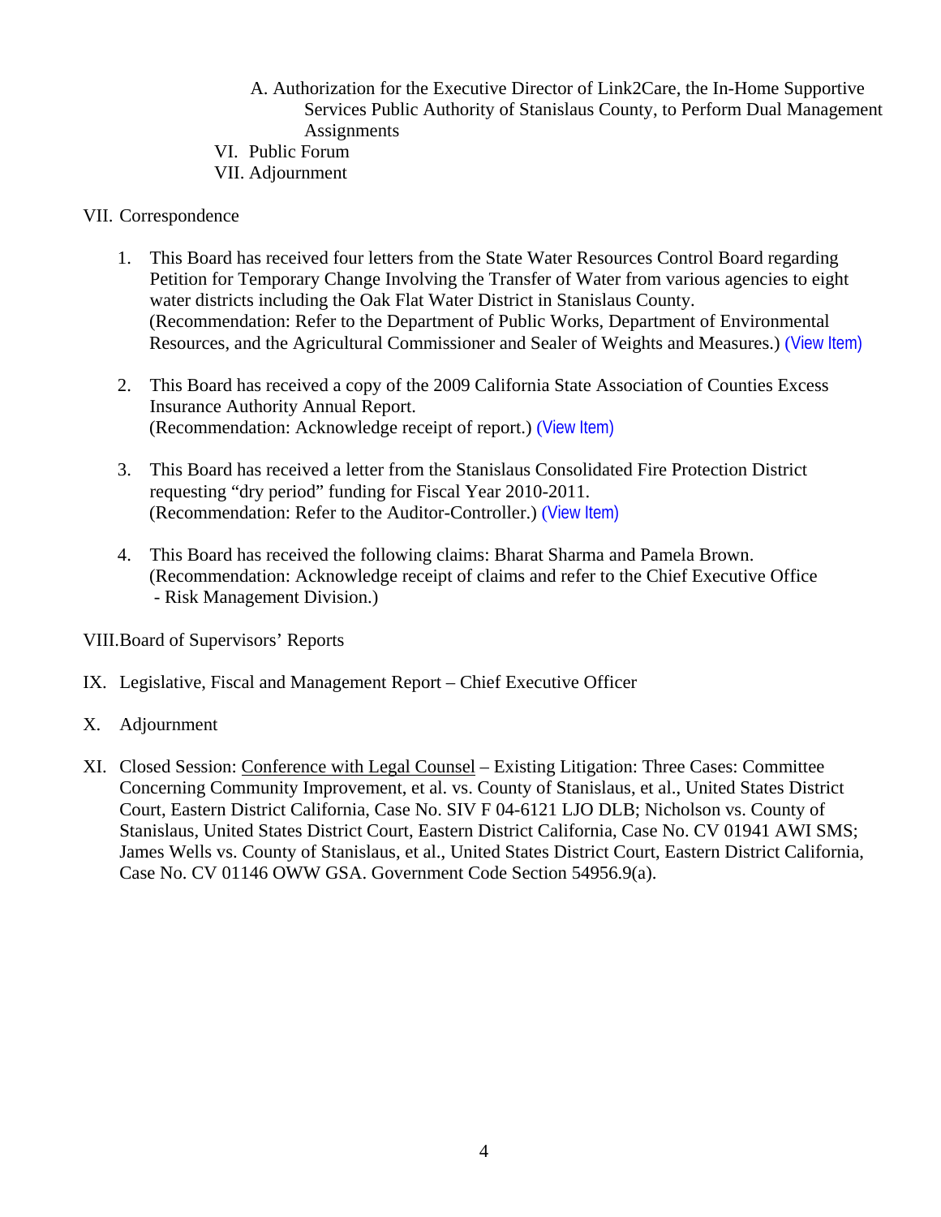A. Authorization for the Executive Director of Link2Care, the In-Home Supportive Services Public Authority of Stanislaus County, to Perform Dual Management Assignments

VI. Public Forum

VII. Adjournment

VII. Correspondence

1. This Board has received four letters from the State Water Resources Control Board regarding Petition for Temporary Change Involving the Transfer of Water from various agencies to eight water districts including the Oak Flat Water District in Stanislaus County.
   (Recommendation: Refer to the Department of Public Works, Department of Environmental Resources, and the Agricultural Commissioner and Sealer of Weights and Measures.) (View Item)

2. This Board has received a copy of the 2009 California State Association of Counties Excess Insurance Authority Annual Report.
   (Recommendation: Acknowledge receipt of report.) (View Item)

3. This Board has received a letter from the Stanislaus Consolidated Fire Protection District requesting "dry period" funding for Fiscal Year 2010-2011.
   (Recommendation: Refer to the Auditor-Controller.) (View Item)

4. This Board has received the following claims: Bharat Sharma and Pamela Brown.
   (Recommendation: Acknowledge receipt of claims and refer to the Chief Executive Office - Risk Management Division.)

VIII. Board of Supervisors' Reports

IX. Legislative, Fiscal and Management Report – Chief Executive Officer

X. Adjournment

XI. Closed Session: Conference with Legal Counsel – Existing Litigation: Three Cases: Committee Concerning Community Improvement, et al. vs. County of Stanislaus, et al., United States District Court, Eastern District California, Case No. SIV F 04-6121 LJO DLB; Nicholson vs. County of Stanislaus, United States District Court, Eastern District California, Case No. CV 01941 AWI SMS; James Wells vs. County of Stanislaus, et al., United States District Court, Eastern District California, Case No. CV 01146 OWW GSA. Government Code Section 54956.9(a).